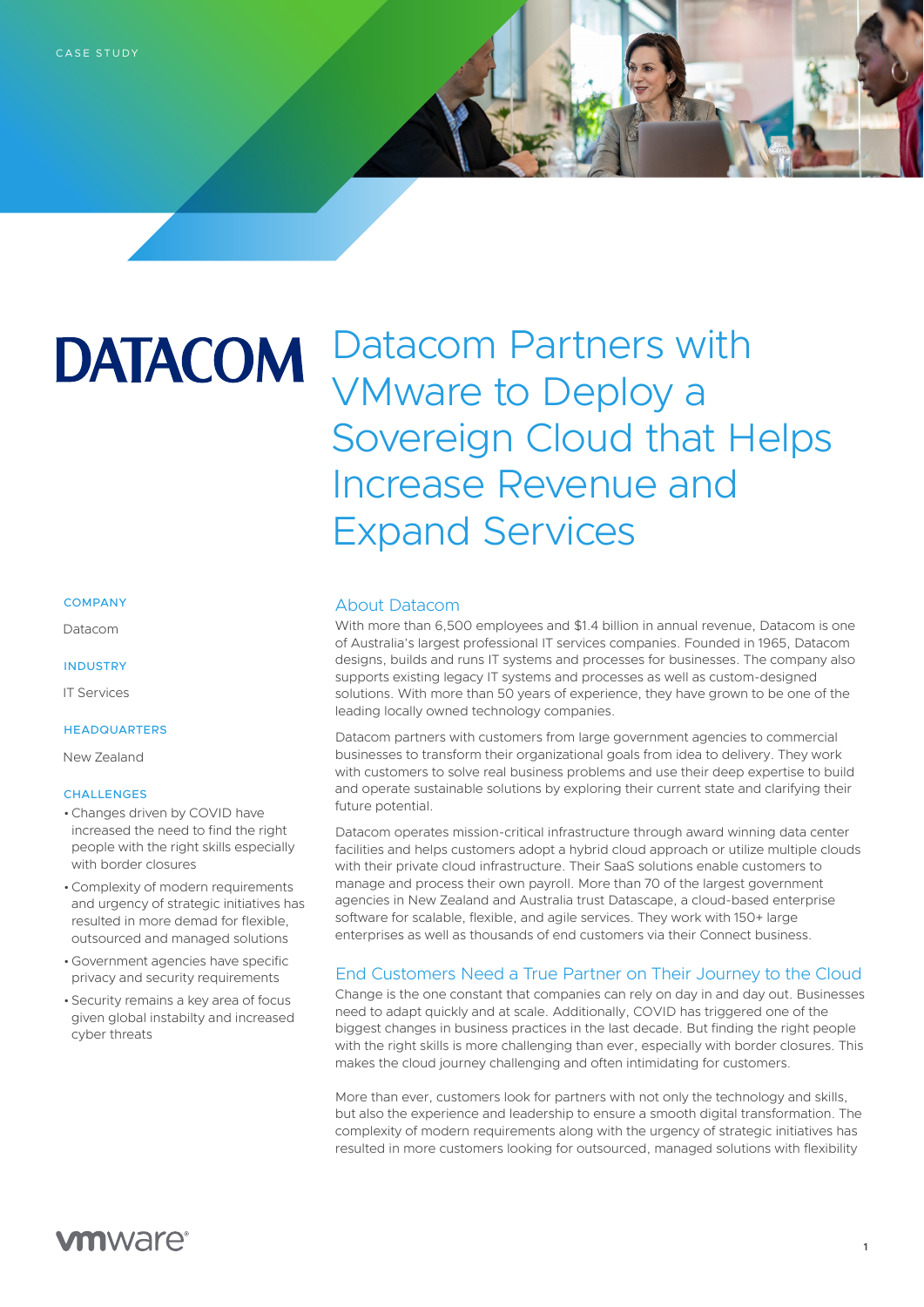CASE STUDY

DATACOM

# Datacom Partners with VMware to Deploy a Sovereign Cloud that Helps Increase Revenue and Expand Services

**COMPANY**

Datacom

**INDUSTRY**

IT Services

**HEADQUARTERS**

New Zealand

**CHALLENGES**

- Changes driven by COVID have increased the need to find the right people with the right skills especially with border closures
- Complexity of modern requirements and urgency of strategic initiatives has resulted in more demand for flexible, outsourced and managed solutions
- Government agencies have specific privacy and security requirements
- Security remains a key area of focus given global instabilty and increased cyber threats

## About Datacom

With more than 6,500 employees and $1.4 billion in annual revenue, Datacom is one of Australia's largest professional IT services companies. Founded in 1965, Datacom designs, builds and runs IT systems and processes for businesses. The company also supports existing legacy IT systems and processes as well as custom-designed solutions. With more than 50 years of experience, they have grown to be one of the leading locally owned technology companies.

Datacom partners with customers from large government agencies to commercial businesses to transform their organizational goals from idea to delivery. They work with customers to solve real business problems and use their deep expertise to build and operate sustainable solutions by exploring their current state and clarifying their future potential.

Datacom operates mission-critical infrastructure through award winning data center facilities and helps customers adopt a hybrid cloud approach or utilize multiple clouds with their private cloud infrastructure. Their SaaS solutions enable customers to manage and process their own payroll. More than 70 of the largest government agencies in New Zealand and Australia trust Datascape, a cloud-based enterprise software for scalable, flexible, and agile services. They work with 150+ large enterprises as well as thousands of end customers via their Connect business.

## End Customers Need a True Partner on Their Journey to the Cloud

Change is the one constant that companies can rely on day in and day out. Businesses need to adapt quickly and at scale. Additionally, COVID has triggered one of the biggest changes in business practices in the last decade. But finding the right people with the right skills is more challenging than ever, especially with border closures. This makes the cloud journey challenging and often intimidating for customers.

More than ever, customers look for partners with not only the technology and skills, but also the experience and leadership to ensure a smooth digital transformation. The complexity of modern requirements along with the urgency of strategic initiatives has resulted in more customers looking for outsourced, managed solutions with flexibility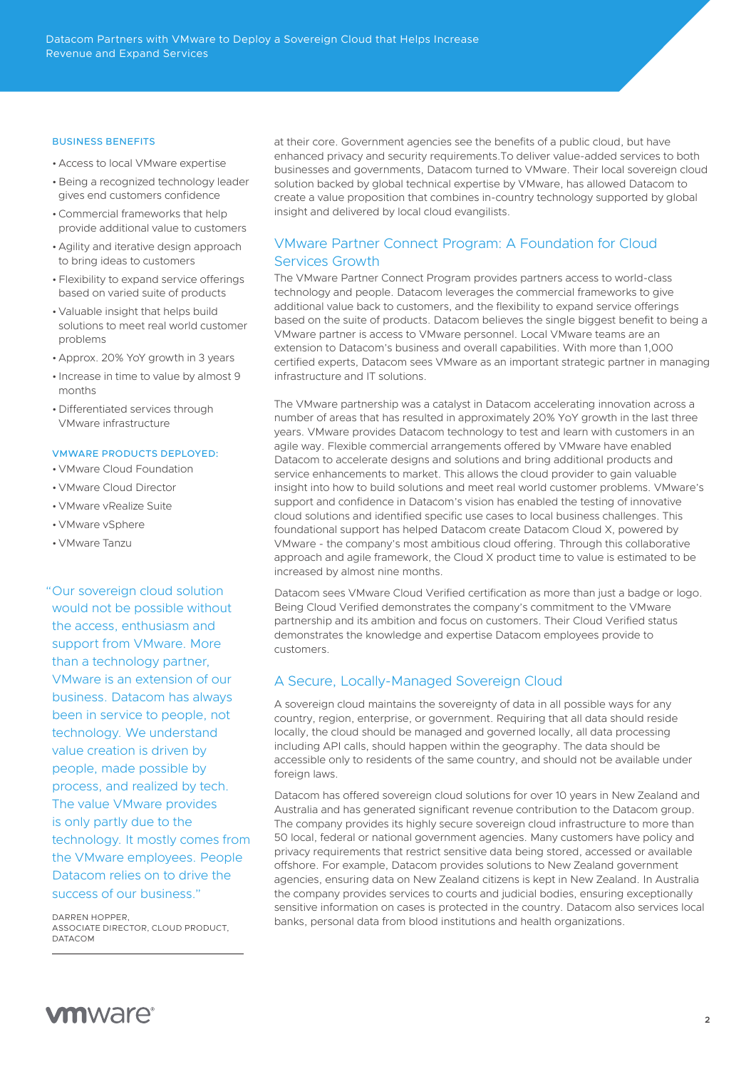### BUSINESS BENEFITS

- Access to local VMware expertise
- Being a recognized technology leader gives end customers confidence
- Commercial frameworks that help provide additional value to customers
- Agility and iterative design approach to bring ideas to customers
- Flexibility to expand service offerings based on varied suite of products
- Valuable insight that helps build solutions to meet real world customer problems
- Approx. 20% YoY growth in 3 years
- Increase in time to value by almost 9 months
- Differentiated services through VMware infrastructure

### VMWARE PRODUCTS DEPLOYED:

- VMware Cloud Foundation
- VMware Cloud Director
- VMware vRealize Suite
- VMware vSphere
- VMware Tanzu

> "Our sovereign cloud solution would not be possible without the access, enthusiasm and support from VMware. More than a technology partner, VMware is an extension of our business. Datacom has always been in service to people, not technology. We understand value creation is driven by people, made possible by process, and realized by tech. The value VMware provides is only partly due to the technology. It mostly comes from the VMware employees. People Datacom relies on to drive the success of our business."
>
> DARREN HOPPER,
> ASSOCIATE DIRECTOR, CLOUD PRODUCT,
> DATACOM

at their core. Government agencies see the benefits of a public cloud, but have enhanced privacy and security requirements.To deliver value-added services to both businesses and governments, Datacom turned to VMware. Their local sovereign cloud solution backed by global technical expertise by VMware, has allowed Datacom to create a value proposition that combines in-country technology supported by global insight and delivered by local cloud evangilists.

## VMware Partner Connect Program: A Foundation for Cloud Services Growth

The VMware Partner Connect Program provides partners access to world-class technology and people. Datacom leverages the commercial frameworks to give additional value back to customers, and the flexibility to expand service offerings based on the suite of products. Datacom believes the single biggest benefit to being a VMware partner is access to VMware personnel. Local VMware teams are an extension to Datacom's business and overall capabilities. With more than 1,000 certified experts, Datacom sees VMware as an important strategic partner in managing infrastructure and IT solutions.

The VMware partnership was a catalyst in Datacom accelerating innovation across a number of areas that has resulted in approximately 20% YoY growth in the last three years. VMware provides Datacom technology to test and learn with customers in an agile way. Flexible commercial arrangements offered by VMware have enabled Datacom to accelerate designs and solutions and bring additional products and service enhancements to market. This allows the cloud provider to gain valuable insight into how to build solutions and meet real world customer problems. VMware's support and confidence in Datacom's vision has enabled the testing of innovative cloud solutions and identified specific use cases to local business challenges. This foundational support has helped Datacom create Datacom Cloud X, powered by VMware - the company's most ambitious cloud offering. Through this collaborative approach and agile framework, the Cloud X product time to value is estimated to be increased by almost nine months.

Datacom sees VMware Cloud Verified certification as more than just a badge or logo. Being Cloud Verified demonstrates the company's commitment to the VMware partnership and its ambition and focus on customers. Their Cloud Verified status demonstrates the knowledge and expertise Datacom employees provide to customers.

## A Secure, Locally-Managed Sovereign Cloud

A sovereign cloud maintains the sovereignty of data in all possible ways for any country, region, enterprise, or government. Requiring that all data should reside locally, the cloud should be managed and governed locally, all data processing including API calls, should happen within the geography. The data should be accessible only to residents of the same country, and should not be available under foreign laws.

Datacom has offered sovereign cloud solutions for over 10 years in New Zealand and Australia and has generated significant revenue contribution to the Datacom group. The company provides its highly secure sovereign cloud infrastructure to more than 50 local, federal or national government agencies. Many customers have policy and privacy requirements that restrict sensitive data being stored, accessed or available offshore. For example, Datacom provides solutions to New Zealand government agencies, ensuring data on New Zealand citizens is kept in New Zealand. In Australia the company provides services to courts and judicial bodies, ensuring exceptionally sensitive information on cases is protected in the country. Datacom also services local banks, personal data from blood institutions and health organizations.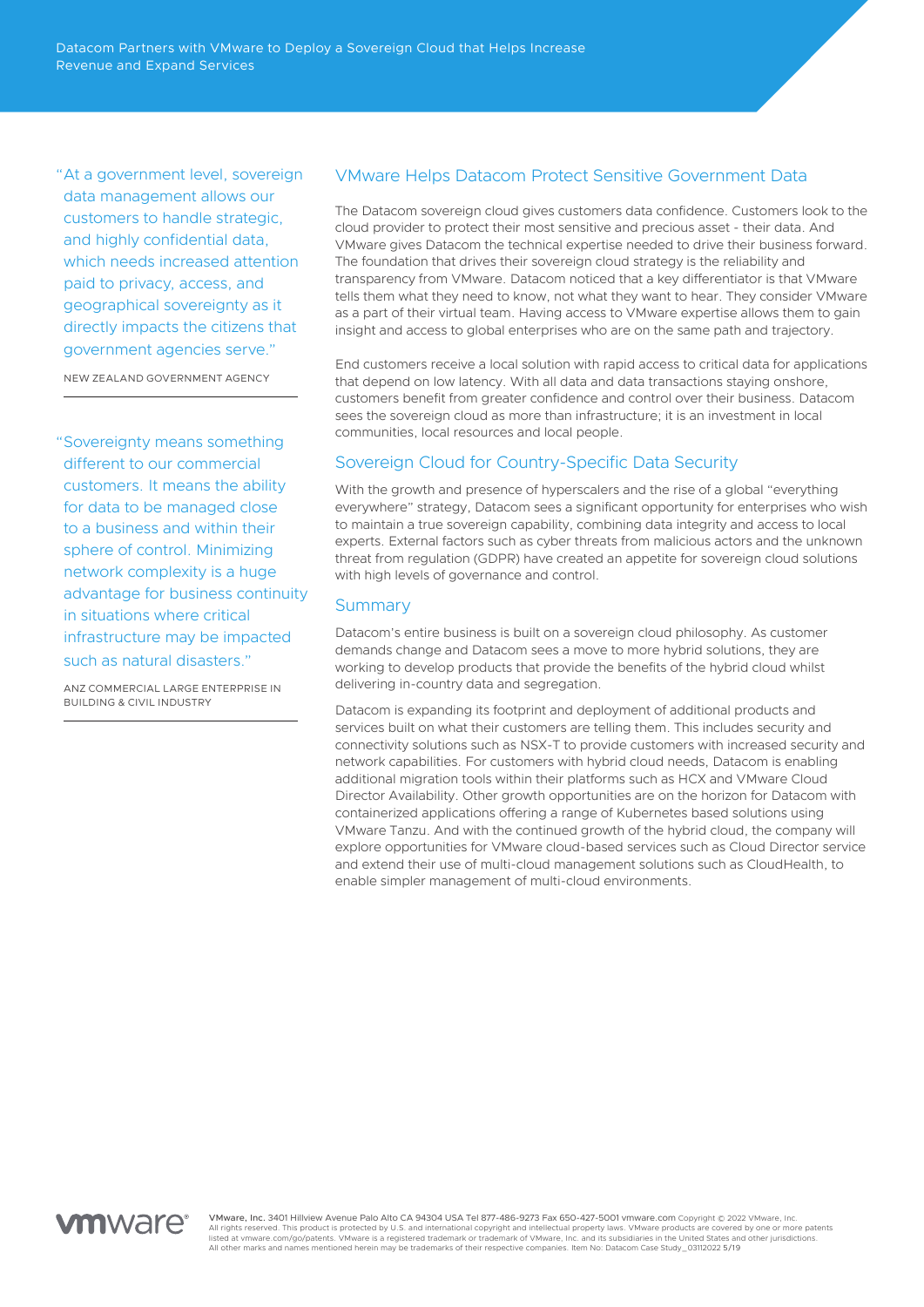"At a government level, sovereign data management allows our customers to handle strategic, and highly confidential data, which needs increased attention paid to privacy, access, and geographical sovereignty as it directly impacts the citizens that government agencies serve."

NEW ZEALAND GOVERNMENT AGENCY

"Sovereignty means something different to our commercial customers. It means the ability for data to be managed close to a business and within their sphere of control. Minimizing network complexity is a huge advantage for business continuity in situations where critical infrastructure may be impacted such as natural disasters."

ANZ COMMERCIAL LARGE ENTERPRISE IN BUILDING & CIVIL INDUSTRY

## VMware Helps Datacom Protect Sensitive Government Data

The Datacom sovereign cloud gives customers data confidence. Customers look to the cloud provider to protect their most sensitive and precious asset - their data. And VMware gives Datacom the technical expertise needed to drive their business forward. The foundation that drives their sovereign cloud strategy is the reliability and transparency from VMware. Datacom noticed that a key differentiator is that VMware tells them what they need to know, not what they want to hear. They consider VMware as a part of their virtual team. Having access to VMware expertise allows them to gain insight and access to global enterprises who are on the same path and trajectory.

End customers receive a local solution with rapid access to critical data for applications that depend on low latency. With all data and data transactions staying onshore, customers benefit from greater confidence and control over their business. Datacom sees the sovereign cloud as more than infrastructure; it is an investment in local communities, local resources and local people.

## Sovereign Cloud for Country-Specific Data Security

With the growth and presence of hyperscalers and the rise of a global "everything everywhere" strategy, Datacom sees a significant opportunity for enterprises who wish to maintain a true sovereign capability, combining data integrity and access to local experts. External factors such as cyber threats from malicious actors and the unknown threat from regulation (GDPR) have created an appetite for sovereign cloud solutions with high levels of governance and control.

## Summary

Datacom's entire business is built on a sovereign cloud philosophy. As customer demands change and Datacom sees a move to more hybrid solutions, they are working to develop products that provide the benefits of the hybrid cloud whilst delivering in-country data and segregation.

Datacom is expanding its footprint and deployment of additional products and services built on what their customers are telling them. This includes security and connectivity solutions such as NSX-T to provide customers with increased security and network capabilities. For customers with hybrid cloud needs, Datacom is enabling additional migration tools within their platforms such as HCX and VMware Cloud Director Availability. Other growth opportunities are on the horizon for Datacom with containerized applications offering a range of Kubernetes based solutions using VMware Tanzu. And with the continued growth of the hybrid cloud, the company will explore opportunities for VMware cloud-based services such as Cloud Director service and extend their use of multi-cloud management solutions such as CloudHealth, to enable simpler management of multi-cloud environments.

VMware, Inc. 3401 Hillview Avenue Palo Alto CA 94304 USA Tel 877-486-9273 Fax 650-427-5001 vmware.com Copyright © 2022 VMware, Inc. All rights reserved. This product is protected by U.S. and international copyright and intellectual property laws. VMware products are covered by one or more patents listed at vmware.com/go/patents. VMware is a registered trademark or trademark of VMware, Inc. and its subsidiaries in the United States and other jurisdictions. All other marks and names mentioned herein may be trademarks of their respective companies. Item No: Datacom Case Study_03112022 5/19